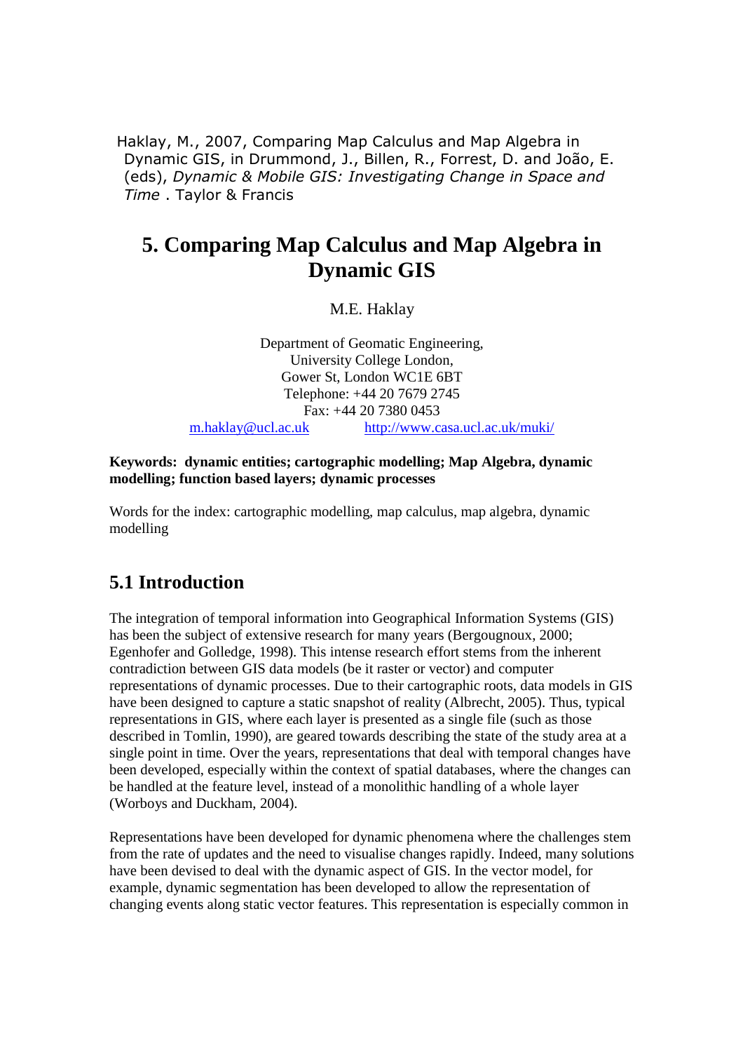Haklay, M., 2007, Comparing Map Calculus and Map Algebra in Dynamic GIS, in Drummond, J., Billen, R., Forrest, D. and João, E. (eds), *Dynamic & Mobile GIS: Investigating Change in Space and Time* . Taylor & Francis

# 5. Comparing Map Calculus and Map Algebra in Dynamic GIS

M.E. Haklay

Department of Geomatic Engineering,
University College London,
Gower St, London WC1E 6BT
Telephone: +44 20 7679 2745
Fax: +44 20 7380 0453
m.haklay@ucl.ac.uk    http://www.casa.ucl.ac.uk/muki/

**Keywords: dynamic entities; cartographic modelling; Map Algebra, dynamic modelling; function based layers; dynamic processes**

Words for the index: cartographic modelling, map calculus, map algebra, dynamic modelling

## 5.1 Introduction

The integration of temporal information into Geographical Information Systems (GIS) has been the subject of extensive research for many years (Bergougnoux, 2000; Egenhofer and Golledge, 1998). This intense research effort stems from the inherent contradiction between GIS data models (be it raster or vector) and computer representations of dynamic processes. Due to their cartographic roots, data models in GIS have been designed to capture a static snapshot of reality (Albrecht, 2005). Thus, typical representations in GIS, where each layer is presented as a single file (such as those described in Tomlin, 1990), are geared towards describing the state of the study area at a single point in time. Over the years, representations that deal with temporal changes have been developed, especially within the context of spatial databases, where the changes can be handled at the feature level, instead of a monolithic handling of a whole layer (Worboys and Duckham, 2004).

Representations have been developed for dynamic phenomena where the challenges stem from the rate of updates and the need to visualise changes rapidly. Indeed, many solutions have been devised to deal with the dynamic aspect of GIS. In the vector model, for example, dynamic segmentation has been developed to allow the representation of changing events along static vector features. This representation is especially common in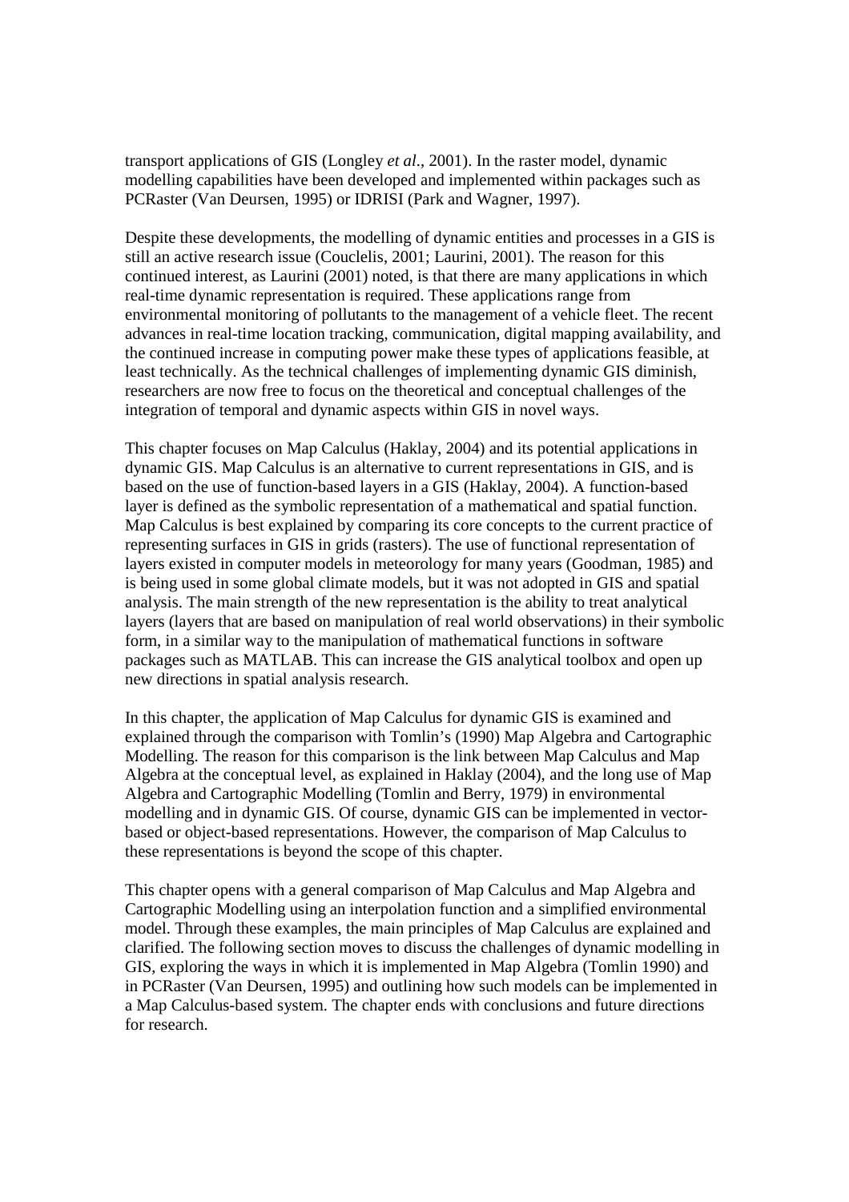transport applications of GIS (Longley *et al*., 2001). In the raster model, dynamic modelling capabilities have been developed and implemented within packages such as PCRaster (Van Deursen, 1995) or IDRISI (Park and Wagner, 1997).

Despite these developments, the modelling of dynamic entities and processes in a GIS is still an active research issue (Couclelis, 2001; Laurini, 2001). The reason for this continued interest, as Laurini (2001) noted, is that there are many applications in which real-time dynamic representation is required. These applications range from environmental monitoring of pollutants to the management of a vehicle fleet. The recent advances in real-time location tracking, communication, digital mapping availability, and the continued increase in computing power make these types of applications feasible, at least technically. As the technical challenges of implementing dynamic GIS diminish, researchers are now free to focus on the theoretical and conceptual challenges of the integration of temporal and dynamic aspects within GIS in novel ways.

This chapter focuses on Map Calculus (Haklay, 2004) and its potential applications in dynamic GIS. Map Calculus is an alternative to current representations in GIS, and is based on the use of function-based layers in a GIS (Haklay, 2004). A function-based layer is defined as the symbolic representation of a mathematical and spatial function. Map Calculus is best explained by comparing its core concepts to the current practice of representing surfaces in GIS in grids (rasters). The use of functional representation of layers existed in computer models in meteorology for many years (Goodman, 1985) and is being used in some global climate models, but it was not adopted in GIS and spatial analysis. The main strength of the new representation is the ability to treat analytical layers (layers that are based on manipulation of real world observations) in their symbolic form, in a similar way to the manipulation of mathematical functions in software packages such as MATLAB. This can increase the GIS analytical toolbox and open up new directions in spatial analysis research.

In this chapter, the application of Map Calculus for dynamic GIS is examined and explained through the comparison with Tomlin's (1990) Map Algebra and Cartographic Modelling. The reason for this comparison is the link between Map Calculus and Map Algebra at the conceptual level, as explained in Haklay (2004), and the long use of Map Algebra and Cartographic Modelling (Tomlin and Berry, 1979) in environmental modelling and in dynamic GIS. Of course, dynamic GIS can be implemented in vector-based or object-based representations. However, the comparison of Map Calculus to these representations is beyond the scope of this chapter.

This chapter opens with a general comparison of Map Calculus and Map Algebra and Cartographic Modelling using an interpolation function and a simplified environmental model. Through these examples, the main principles of Map Calculus are explained and clarified. The following section moves to discuss the challenges of dynamic modelling in GIS, exploring the ways in which it is implemented in Map Algebra (Tomlin 1990) and in PCRaster (Van Deursen, 1995) and outlining how such models can be implemented in a Map Calculus-based system. The chapter ends with conclusions and future directions for research.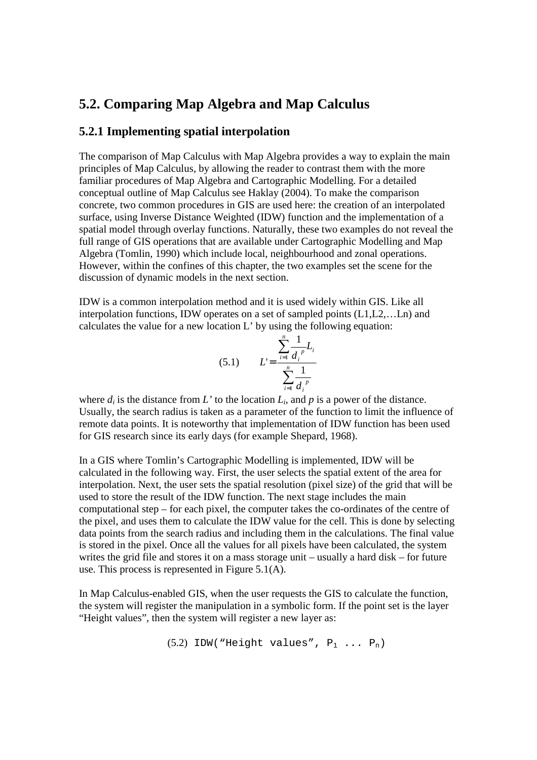## 5.2. Comparing Map Algebra and Map Calculus

### 5.2.1 Implementing spatial interpolation

The comparison of Map Calculus with Map Algebra provides a way to explain the main principles of Map Calculus, by allowing the reader to contrast them with the more familiar procedures of Map Algebra and Cartographic Modelling. For a detailed conceptual outline of Map Calculus see Haklay (2004). To make the comparison concrete, two common procedures in GIS are used here: the creation of an interpolated surface, using Inverse Distance Weighted (IDW) function and the implementation of a spatial model through overlay functions. Naturally, these two examples do not reveal the full range of GIS operations that are available under Cartographic Modelling and Map Algebra (Tomlin, 1990) which include local, neighbourhood and zonal operations. However, within the confines of this chapter, the two examples set the scene for the discussion of dynamic models in the next section.

IDW is a common interpolation method and it is used widely within GIS. Like all interpolation functions, IDW operates on a set of sampled points (L1,L2,…Ln) and calculates the value for a new location L' by using the following equation:

$$L' = \frac{\sum_{i=1}^{n} \frac{1}{d_i^{\,p}} L_i}{\sum_{i=1}^{n} \frac{1}{d_i^{\,p}}} \tag{5.1}$$

where $d_i$ is the distance from $L'$ to the location $L_i$, and $p$ is a power of the distance. Usually, the search radius is taken as a parameter of the function to limit the influence of remote data points. It is noteworthy that implementation of IDW function has been used for GIS research since its early days (for example Shepard, 1968).

In a GIS where Tomlin's Cartographic Modelling is implemented, IDW will be calculated in the following way. First, the user selects the spatial extent of the area for interpolation. Next, the user sets the spatial resolution (pixel size) of the grid that will be used to store the result of the IDW function. The next stage includes the main computational step – for each pixel, the computer takes the co-ordinates of the centre of the pixel, and uses them to calculate the IDW value for the cell. This is done by selecting data points from the search radius and including them in the calculations. The final value is stored in the pixel. Once all the values for all pixels have been calculated, the system writes the grid file and stores it on a mass storage unit – usually a hard disk – for future use. This process is represented in Figure 5.1(A).

In Map Calculus-enabled GIS, when the user requests the GIS to calculate the function, the system will register the manipulation in a symbolic form. If the point set is the layer "Height values", then the system will register a new layer as:

(5.2) `IDW("Height values", P1 ... Pn)` — i.e. IDW("Height values", $P_1 \ldots P_n$)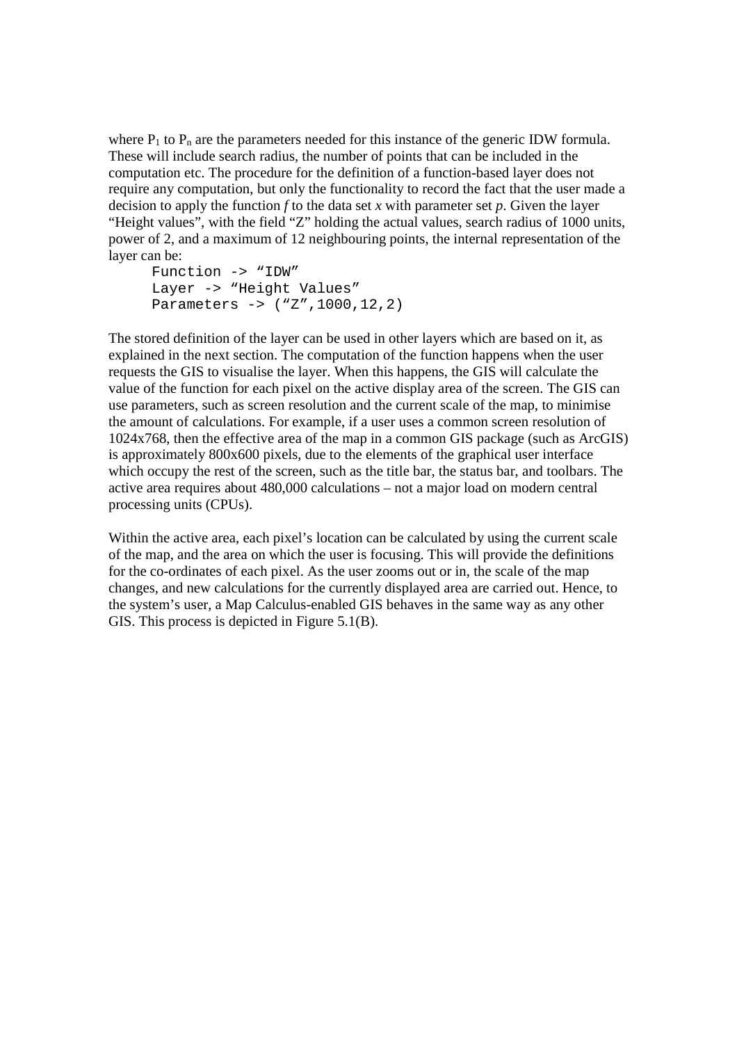where $P_1$ to $P_n$ are the parameters needed for this instance of the generic IDW formula. These will include search radius, the number of points that can be included in the computation etc. The procedure for the definition of a function-based layer does not require any computation, but only the functionality to record the fact that the user made a decision to apply the function *f* to the data set *x* with parameter set *p*. Given the layer "Height values", with the field "Z" holding the actual values, search radius of 1000 units, power of 2, and a maximum of 12 neighbouring points, the internal representation of the layer can be:

```
Function -> "IDW"
Layer -> "Height Values"
Parameters -> ("Z",1000,12,2)
```

The stored definition of the layer can be used in other layers which are based on it, as explained in the next section. The computation of the function happens when the user requests the GIS to visualise the layer. When this happens, the GIS will calculate the value of the function for each pixel on the active display area of the screen. The GIS can use parameters, such as screen resolution and the current scale of the map, to minimise the amount of calculations. For example, if a user uses a common screen resolution of 1024x768, then the effective area of the map in a common GIS package (such as ArcGIS) is approximately 800x600 pixels, due to the elements of the graphical user interface which occupy the rest of the screen, such as the title bar, the status bar, and toolbars. The active area requires about 480,000 calculations – not a major load on modern central processing units (CPUs).

Within the active area, each pixel's location can be calculated by using the current scale of the map, and the area on which the user is focusing. This will provide the definitions for the co-ordinates of each pixel. As the user zooms out or in, the scale of the map changes, and new calculations for the currently displayed area are carried out. Hence, to the system's user, a Map Calculus-enabled GIS behaves in the same way as any other GIS. This process is depicted in Figure 5.1(B).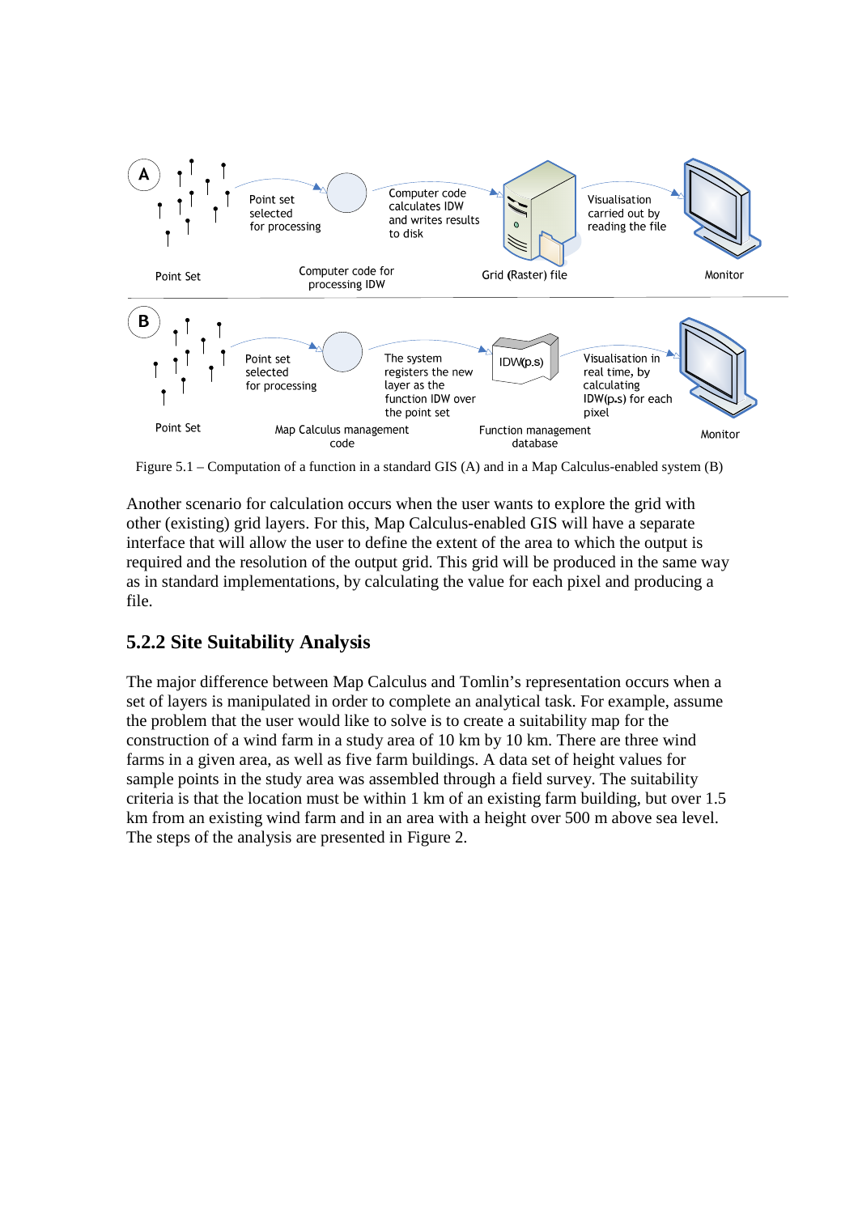Figure 5.1 – Computation of a function in a standard GIS (A) and in a Map Calculus-enabled system (B)

Another scenario for calculation occurs when the user wants to explore the grid with other (existing) grid layers. For this, Map Calculus-enabled GIS will have a separate interface that will allow the user to define the extent of the area to which the output is required and the resolution of the output grid. This grid will be produced in the same way as in standard implementations, by calculating the value for each pixel and producing a file.

### 5.2.2 Site Suitability Analysis

The major difference between Map Calculus and Tomlin's representation occurs when a set of layers is manipulated in order to complete an analytical task. For example, assume the problem that the user would like to solve is to create a suitability map for the construction of a wind farm in a study area of 10 km by 10 km. There are three wind farms in a given area, as well as five farm buildings. A data set of height values for sample points in the study area was assembled through a field survey. The suitability criteria is that the location must be within 1 km of an existing farm building, but over 1.5 km from an existing wind farm and in an area with a height over 500 m above sea level. The steps of the analysis are presented in Figure 2.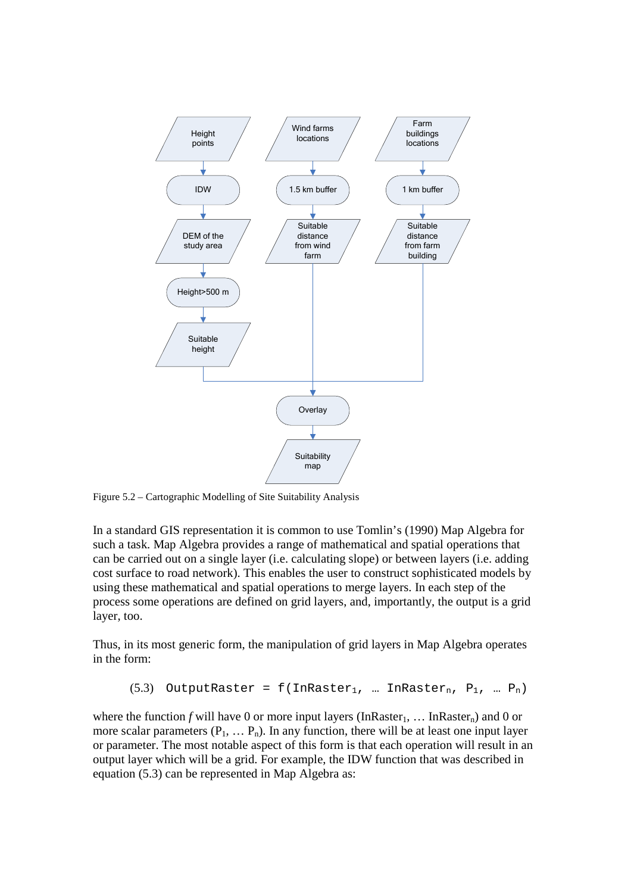Figure 5.2 – Cartographic Modelling of Site Suitability Analysis

In a standard GIS representation it is common to use Tomlin's (1990) Map Algebra for such a task. Map Algebra provides a range of mathematical and spatial operations that can be carried out on a single layer (i.e. calculating slope) or between layers (i.e. adding cost surface to road network). This enables the user to construct sophisticated models by using these mathematical and spatial operations to merge layers. In each step of the process some operations are defined on grid layers, and, importantly, the output is a grid layer, too.

Thus, in its most generic form, the manipulation of grid layers in Map Algebra operates in the form:

$$\text{(5.3)}\quad \texttt{OutputRaster = f(InRaster}_1\texttt{, … InRaster}_n\texttt{, P}_1\texttt{, … P}_n\texttt{)}$$

where the function *f* will have 0 or more input layers ($\text{InRaster}_1$, … $\text{InRaster}_n$) and 0 or more scalar parameters ($P_1$, … $P_n$). In any function, there will be at least one input layer or parameter. The most notable aspect of this form is that each operation will result in an output layer which will be a grid. For example, the IDW function that was described in equation (5.3) can be represented in Map Algebra as: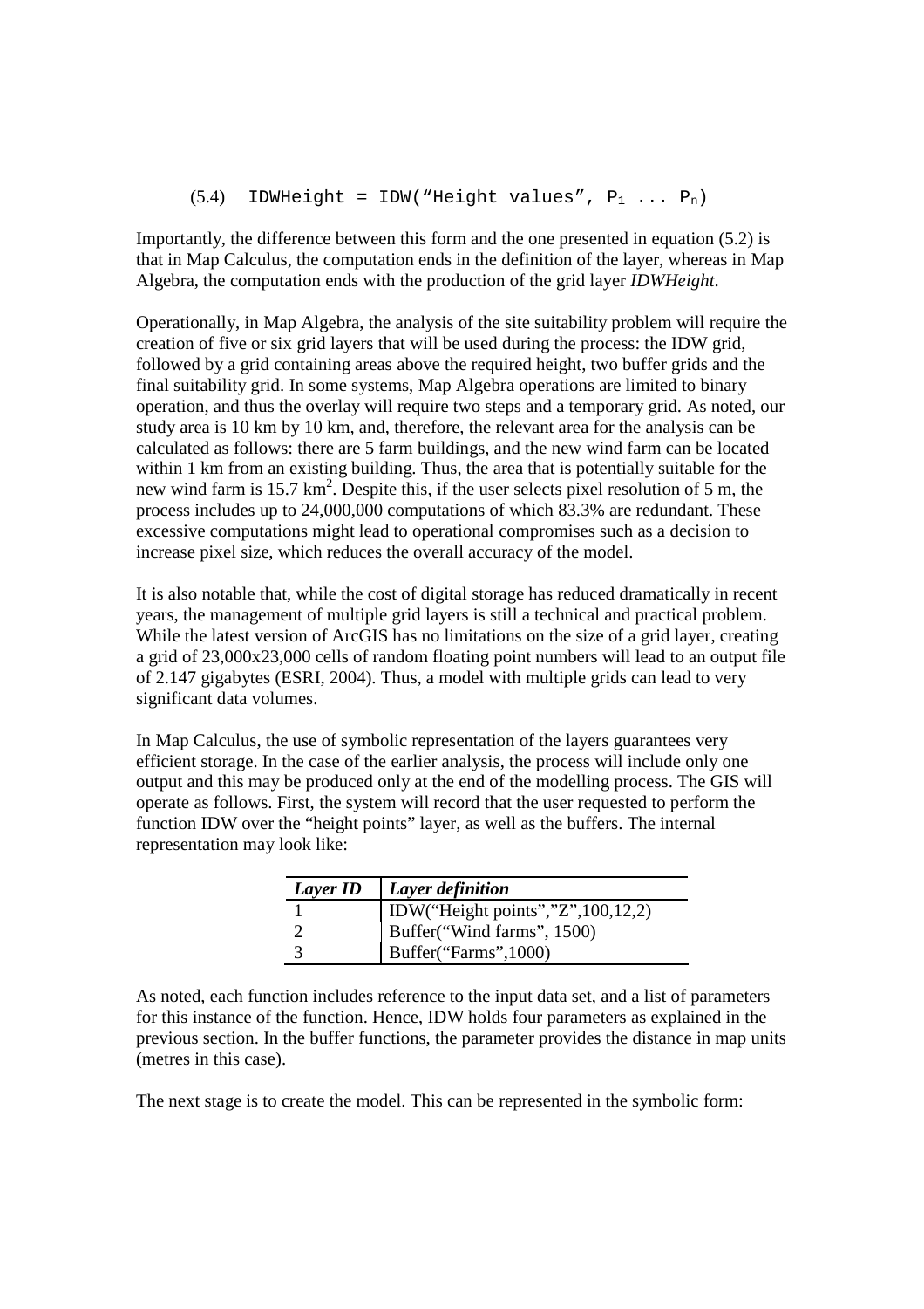(5.4) IDWHeight = IDW("Height values", $P_1 \ldots P_n$)

Importantly, the difference between this form and the one presented in equation (5.2) is that in Map Calculus, the computation ends in the definition of the layer, whereas in Map Algebra, the computation ends with the production of the grid layer *IDWHeight*.

Operationally, in Map Algebra, the analysis of the site suitability problem will require the creation of five or six grid layers that will be used during the process: the IDW grid, followed by a grid containing areas above the required height, two buffer grids and the final suitability grid. In some systems, Map Algebra operations are limited to binary operation, and thus the overlay will require two steps and a temporary grid. As noted, our study area is 10 km by 10 km, and, therefore, the relevant area for the analysis can be calculated as follows: there are 5 farm buildings, and the new wind farm can be located within 1 km from an existing building. Thus, the area that is potentially suitable for the new wind farm is 15.7 $km^2$. Despite this, if the user selects pixel resolution of 5 m, the process includes up to 24,000,000 computations of which 83.3% are redundant. These excessive computations might lead to operational compromises such as a decision to increase pixel size, which reduces the overall accuracy of the model.

It is also notable that, while the cost of digital storage has reduced dramatically in recent years, the management of multiple grid layers is still a technical and practical problem. While the latest version of ArcGIS has no limitations on the size of a grid layer, creating a grid of 23,000x23,000 cells of random floating point numbers will lead to an output file of 2.147 gigabytes (ESRI, 2004). Thus, a model with multiple grids can lead to very significant data volumes.

In Map Calculus, the use of symbolic representation of the layers guarantees very efficient storage. In the case of the earlier analysis, the process will include only one output and this may be produced only at the end of the modelling process. The GIS will operate as follows. First, the system will record that the user requested to perform the function IDW over the "height points" layer, as well as the buffers. The internal representation may look like:

| *Layer ID* | *Layer definition* |
|---|---|
| 1 | IDW("Height points","Z",100,12,2) |
| 2 | Buffer("Wind farms", 1500) |
| 3 | Buffer("Farms",1000) |

As noted, each function includes reference to the input data set, and a list of parameters for this instance of the function. Hence, IDW holds four parameters as explained in the previous section. In the buffer functions, the parameter provides the distance in map units (metres in this case).

The next stage is to create the model. This can be represented in the symbolic form: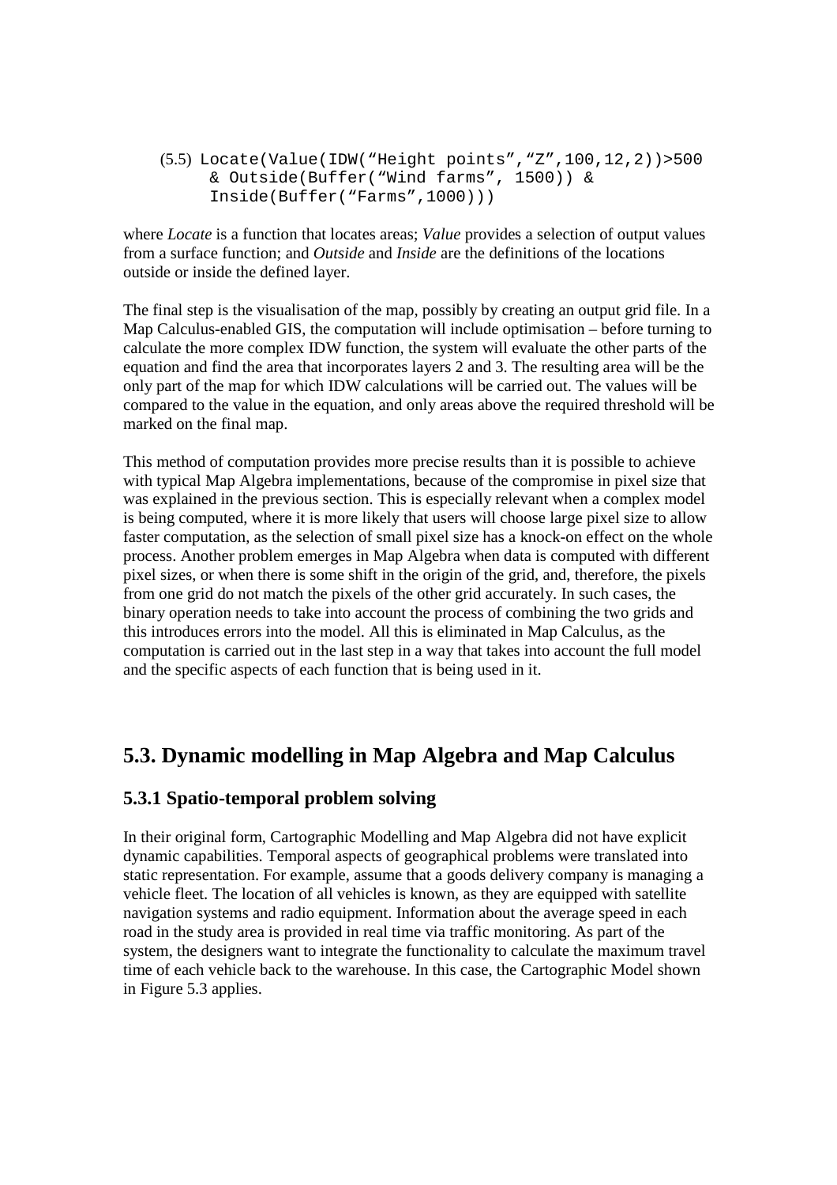```
(5.5) Locate(Value(IDW("Height points","Z",100,12,2))>500
      & Outside(Buffer("Wind farms", 1500)) &
      Inside(Buffer("Farms",1000)))
```

where *Locate* is a function that locates areas; *Value* provides a selection of output values from a surface function; and *Outside* and *Inside* are the definitions of the locations outside or inside the defined layer.

The final step is the visualisation of the map, possibly by creating an output grid file. In a Map Calculus-enabled GIS, the computation will include optimisation – before turning to calculate the more complex IDW function, the system will evaluate the other parts of the equation and find the area that incorporates layers 2 and 3. The resulting area will be the only part of the map for which IDW calculations will be carried out. The values will be compared to the value in the equation, and only areas above the required threshold will be marked on the final map.

This method of computation provides more precise results than it is possible to achieve with typical Map Algebra implementations, because of the compromise in pixel size that was explained in the previous section. This is especially relevant when a complex model is being computed, where it is more likely that users will choose large pixel size to allow faster computation, as the selection of small pixel size has a knock-on effect on the whole process. Another problem emerges in Map Algebra when data is computed with different pixel sizes, or when there is some shift in the origin of the grid, and, therefore, the pixels from one grid do not match the pixels of the other grid accurately. In such cases, the binary operation needs to take into account the process of combining the two grids and this introduces errors into the model. All this is eliminated in Map Calculus, as the computation is carried out in the last step in a way that takes into account the full model and the specific aspects of each function that is being used in it.

## 5.3. Dynamic modelling in Map Algebra and Map Calculus

### 5.3.1 Spatio-temporal problem solving

In their original form, Cartographic Modelling and Map Algebra did not have explicit dynamic capabilities. Temporal aspects of geographical problems were translated into static representation. For example, assume that a goods delivery company is managing a vehicle fleet. The location of all vehicles is known, as they are equipped with satellite navigation systems and radio equipment. Information about the average speed in each road in the study area is provided in real time via traffic monitoring. As part of the system, the designers want to integrate the functionality to calculate the maximum travel time of each vehicle back to the warehouse. In this case, the Cartographic Model shown in Figure 5.3 applies.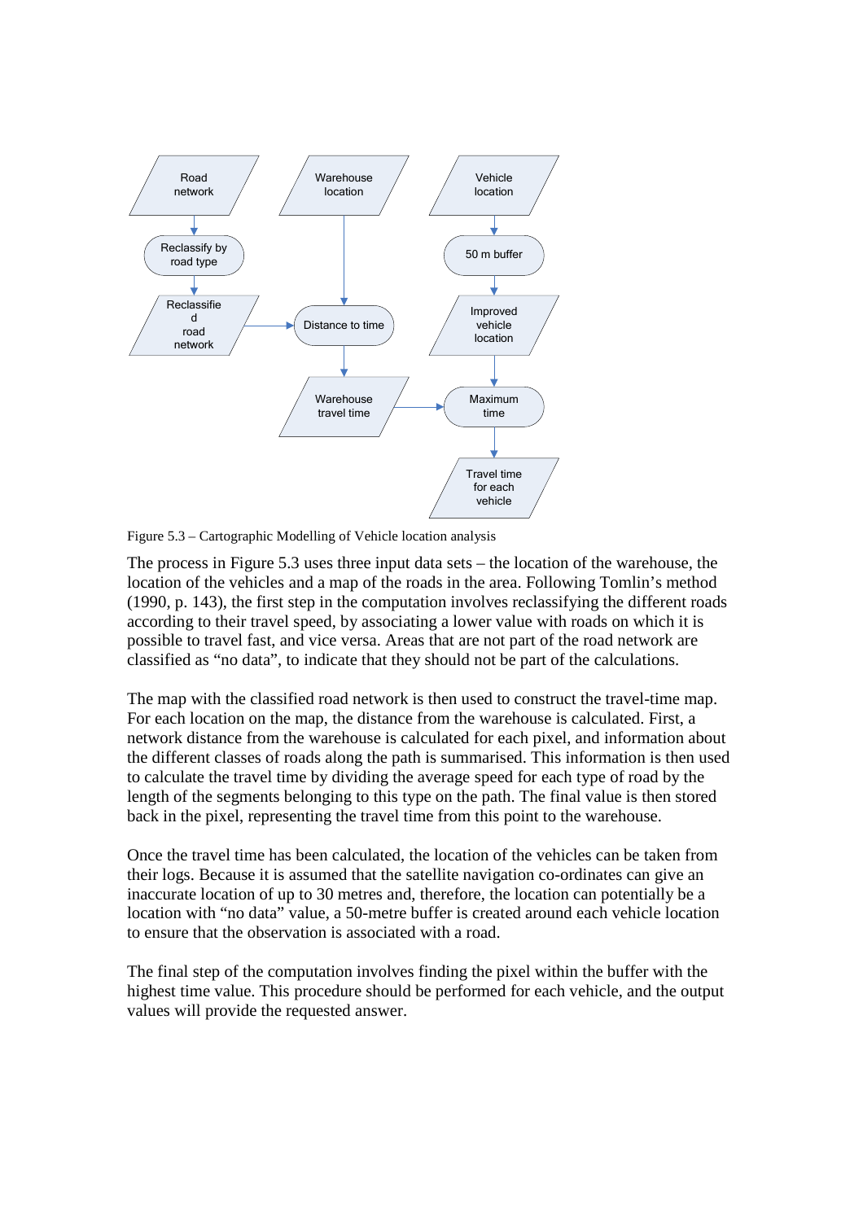Figure 5.3 – Cartographic Modelling of Vehicle location analysis

The process in Figure 5.3 uses three input data sets – the location of the warehouse, the location of the vehicles and a map of the roads in the area. Following Tomlin's method (1990, p. 143), the first step in the computation involves reclassifying the different roads according to their travel speed, by associating a lower value with roads on which it is possible to travel fast, and vice versa. Areas that are not part of the road network are classified as "no data", to indicate that they should not be part of the calculations.

The map with the classified road network is then used to construct the travel-time map. For each location on the map, the distance from the warehouse is calculated. First, a network distance from the warehouse is calculated for each pixel, and information about the different classes of roads along the path is summarised. This information is then used to calculate the travel time by dividing the average speed for each type of road by the length of the segments belonging to this type on the path. The final value is then stored back in the pixel, representing the travel time from this point to the warehouse.

Once the travel time has been calculated, the location of the vehicles can be taken from their logs. Because it is assumed that the satellite navigation co-ordinates can give an inaccurate location of up to 30 metres and, therefore, the location can potentially be a location with "no data" value, a 50-metre buffer is created around each vehicle location to ensure that the observation is associated with a road.

The final step of the computation involves finding the pixel within the buffer with the highest time value. This procedure should be performed for each vehicle, and the output values will provide the requested answer.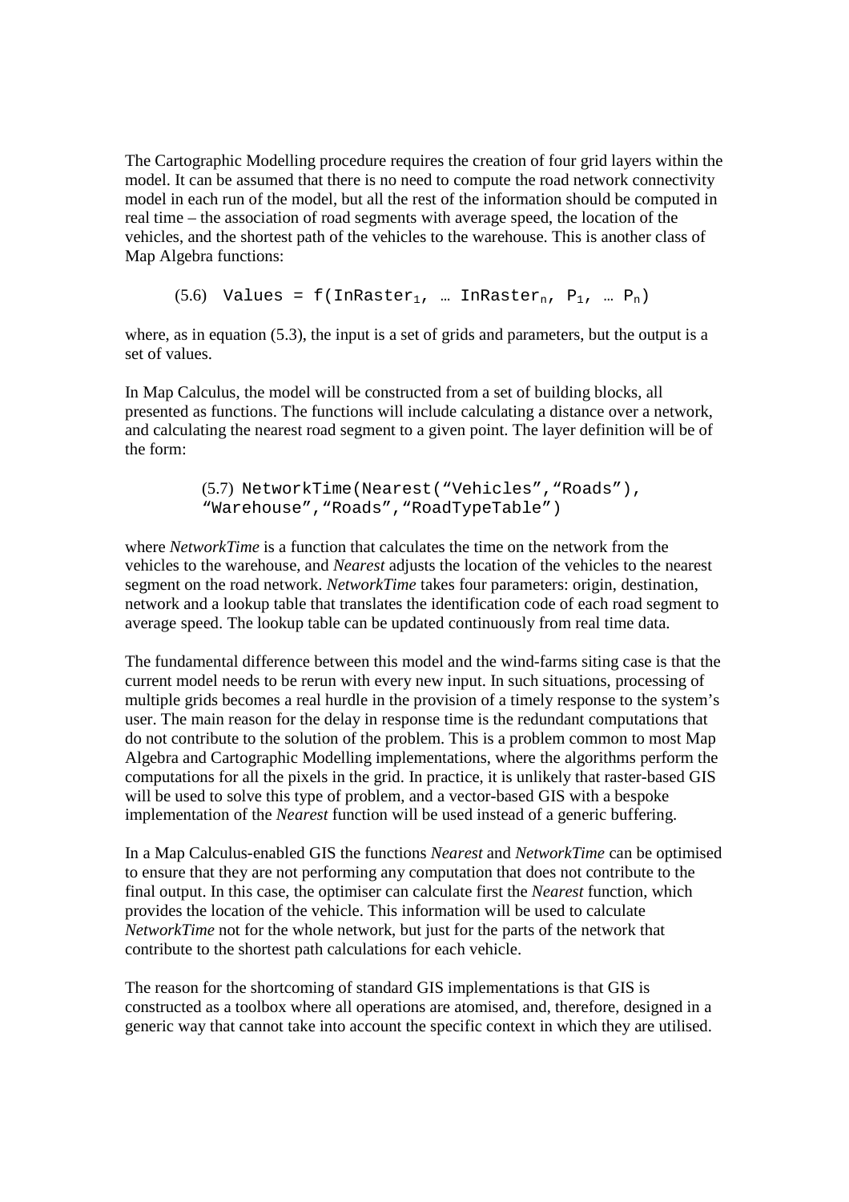The Cartographic Modelling procedure requires the creation of four grid layers within the model. It can be assumed that there is no need to compute the road network connectivity model in each run of the model, but all the rest of the information should be computed in real time – the association of road segments with average speed, the location of the vehicles, and the shortest path of the vehicles to the warehouse. This is another class of Map Algebra functions:

(5.6) $\texttt{Values = f(InRaster}_1\texttt{, … InRaster}_n\texttt{, P}_1\texttt{, … P}_n\texttt{)}$

where, as in equation (5.3), the input is a set of grids and parameters, but the output is a set of values.

In Map Calculus, the model will be constructed from a set of building blocks, all presented as functions. The functions will include calculating a distance over a network, and calculating the nearest road segment to a given point. The layer definition will be of the form:

```
(5.7) NetworkTime(Nearest(“Vehicles”,“Roads”),
“Warehouse”,“Roads”,“RoadTypeTable”)
```

where *NetworkTime* is a function that calculates the time on the network from the vehicles to the warehouse, and *Nearest* adjusts the location of the vehicles to the nearest segment on the road network. *NetworkTime* takes four parameters: origin, destination, network and a lookup table that translates the identification code of each road segment to average speed. The lookup table can be updated continuously from real time data.

The fundamental difference between this model and the wind-farms siting case is that the current model needs to be rerun with every new input. In such situations, processing of multiple grids becomes a real hurdle in the provision of a timely response to the system's user. The main reason for the delay in response time is the redundant computations that do not contribute to the solution of the problem. This is a problem common to most Map Algebra and Cartographic Modelling implementations, where the algorithms perform the computations for all the pixels in the grid. In practice, it is unlikely that raster-based GIS will be used to solve this type of problem, and a vector-based GIS with a bespoke implementation of the *Nearest* function will be used instead of a generic buffering.

In a Map Calculus-enabled GIS the functions *Nearest* and *NetworkTime* can be optimised to ensure that they are not performing any computation that does not contribute to the final output. In this case, the optimiser can calculate first the *Nearest* function, which provides the location of the vehicle. This information will be used to calculate *NetworkTime* not for the whole network, but just for the parts of the network that contribute to the shortest path calculations for each vehicle.

The reason for the shortcoming of standard GIS implementations is that GIS is constructed as a toolbox where all operations are atomised, and, therefore, designed in a generic way that cannot take into account the specific context in which they are utilised.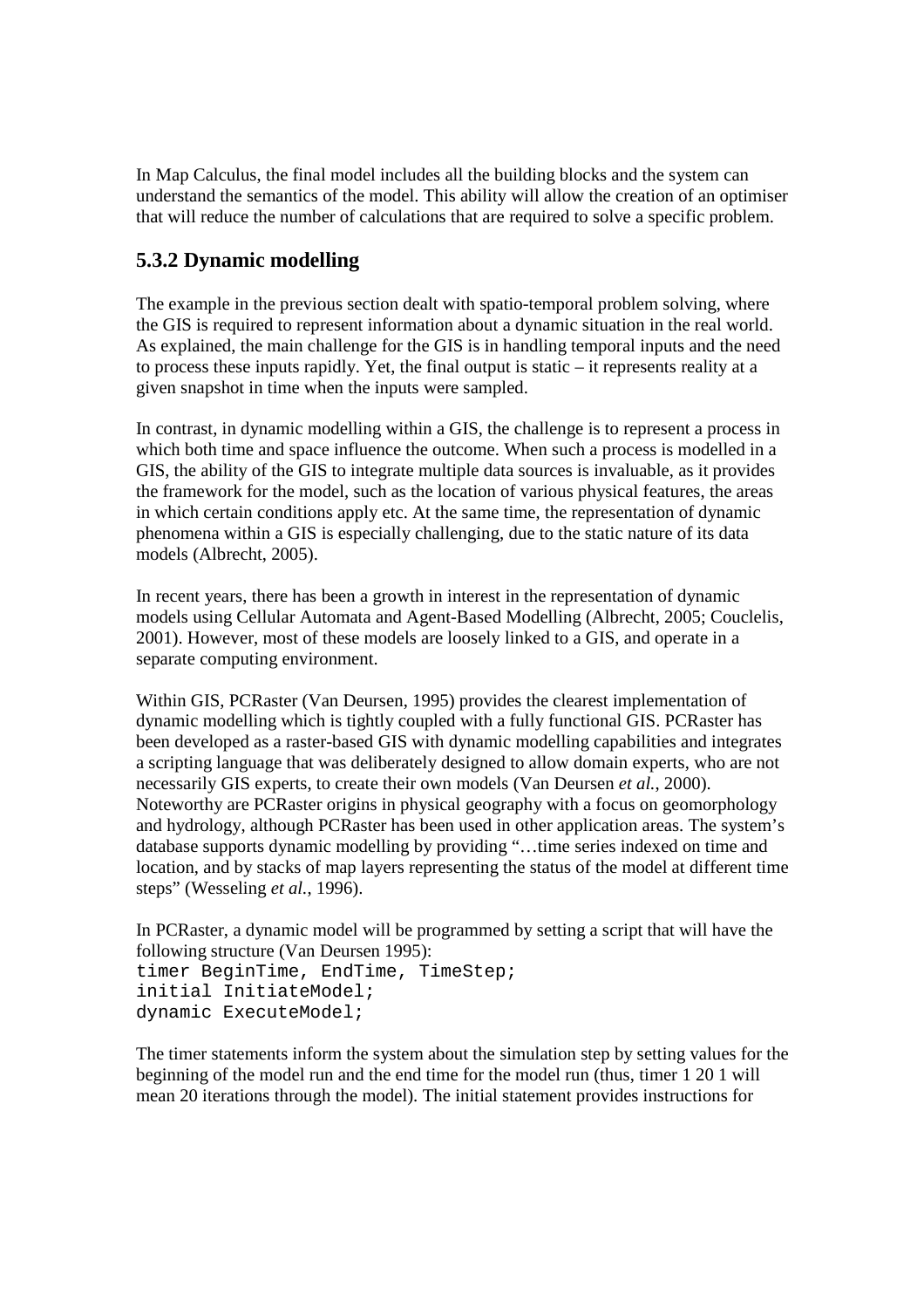In Map Calculus, the final model includes all the building blocks and the system can understand the semantics of the model. This ability will allow the creation of an optimiser that will reduce the number of calculations that are required to solve a specific problem.

### 5.3.2 Dynamic modelling

The example in the previous section dealt with spatio-temporal problem solving, where the GIS is required to represent information about a dynamic situation in the real world. As explained, the main challenge for the GIS is in handling temporal inputs and the need to process these inputs rapidly. Yet, the final output is static – it represents reality at a given snapshot in time when the inputs were sampled.

In contrast, in dynamic modelling within a GIS, the challenge is to represent a process in which both time and space influence the outcome. When such a process is modelled in a GIS, the ability of the GIS to integrate multiple data sources is invaluable, as it provides the framework for the model, such as the location of various physical features, the areas in which certain conditions apply etc. At the same time, the representation of dynamic phenomena within a GIS is especially challenging, due to the static nature of its data models (Albrecht, 2005).

In recent years, there has been a growth in interest in the representation of dynamic models using Cellular Automata and Agent-Based Modelling (Albrecht, 2005; Couclelis, 2001). However, most of these models are loosely linked to a GIS, and operate in a separate computing environment.

Within GIS, PCRaster (Van Deursen, 1995) provides the clearest implementation of dynamic modelling which is tightly coupled with a fully functional GIS. PCRaster has been developed as a raster-based GIS with dynamic modelling capabilities and integrates a scripting language that was deliberately designed to allow domain experts, who are not necessarily GIS experts, to create their own models (Van Deursen *et al.*, 2000). Noteworthy are PCRaster origins in physical geography with a focus on geomorphology and hydrology, although PCRaster has been used in other application areas. The system's database supports dynamic modelling by providing "…time series indexed on time and location, and by stacks of map layers representing the status of the model at different time steps" (Wesseling *et al.*, 1996).

In PCRaster, a dynamic model will be programmed by setting a script that will have the following structure (Van Deursen 1995):

```
timer BeginTime, EndTime, TimeStep;
initial InitiateModel;
dynamic ExecuteModel;
```

The timer statements inform the system about the simulation step by setting values for the beginning of the model run and the end time for the model run (thus, timer 1 20 1 will mean 20 iterations through the model). The initial statement provides instructions for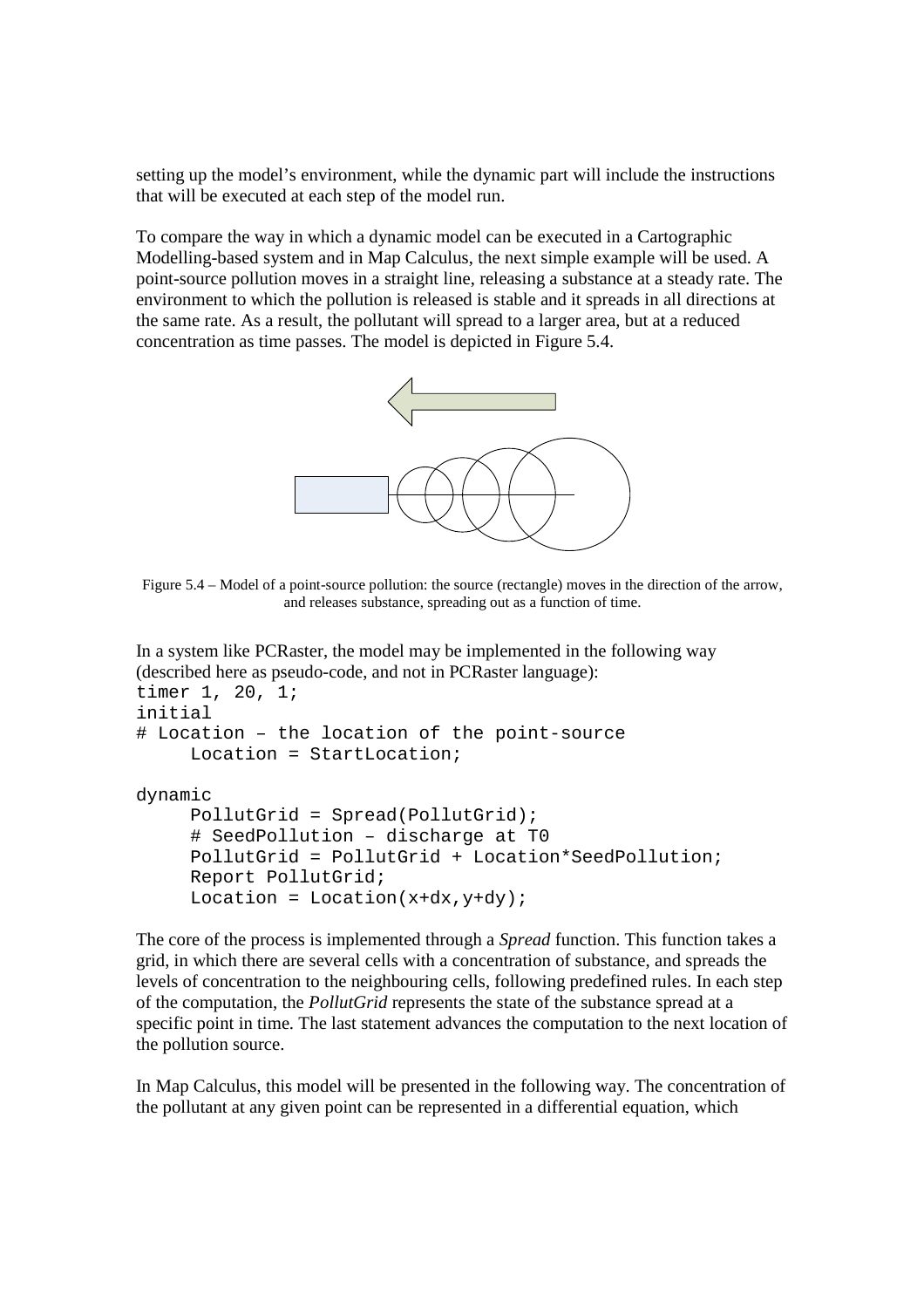setting up the model's environment, while the dynamic part will include the instructions that will be executed at each step of the model run.

To compare the way in which a dynamic model can be executed in a Cartographic Modelling-based system and in Map Calculus, the next simple example will be used. A point-source pollution moves in a straight line, releasing a substance at a steady rate. The environment to which the pollution is released is stable and it spreads in all directions at the same rate. As a result, the pollutant will spread to a larger area, but at a reduced concentration as time passes. The model is depicted in Figure 5.4.

Figure 5.4 – Model of a point-source pollution: the source (rectangle) moves in the direction of the arrow, and releases substance, spreading out as a function of time.

In a system like PCRaster, the model may be implemented in the following way (described here as pseudo-code, and not in PCRaster language):

```
timer 1, 20, 1;
initial
# Location – the location of the point-source
     Location = StartLocation;

dynamic
     PollutGrid = Spread(PollutGrid);
     # SeedPollution – discharge at T0
     PollutGrid = PollutGrid + Location*SeedPollution;
     Report PollutGrid;
     Location = Location(x+dx,y+dy);
```

The core of the process is implemented through a *Spread* function. This function takes a grid, in which there are several cells with a concentration of substance, and spreads the levels of concentration to the neighbouring cells, following predefined rules. In each step of the computation, the *PollutGrid* represents the state of the substance spread at a specific point in time. The last statement advances the computation to the next location of the pollution source.

In Map Calculus, this model will be presented in the following way. The concentration of the pollutant at any given point can be represented in a differential equation, which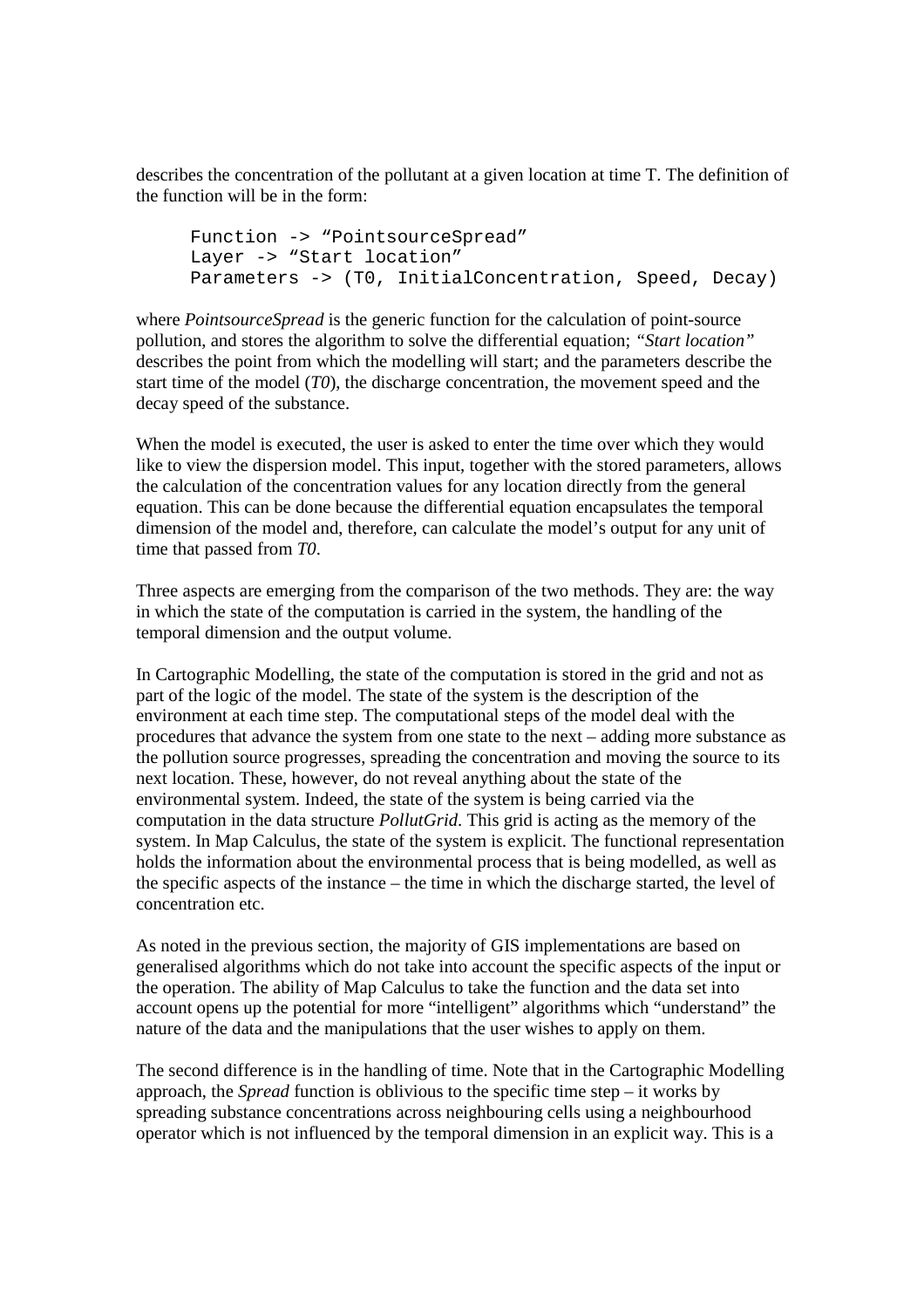describes the concentration of the pollutant at a given location at time T. The definition of the function will be in the form:

```
Function -> “PointsourceSpread”
Layer -> “Start location”
Parameters -> (T0, InitialConcentration, Speed, Decay)
```

where *PointsourceSpread* is the generic function for the calculation of point-source pollution, and stores the algorithm to solve the differential equation; *“Start location”* describes the point from which the modelling will start; and the parameters describe the start time of the model (*T0*), the discharge concentration, the movement speed and the decay speed of the substance.

When the model is executed, the user is asked to enter the time over which they would like to view the dispersion model. This input, together with the stored parameters, allows the calculation of the concentration values for any location directly from the general equation. This can be done because the differential equation encapsulates the temporal dimension of the model and, therefore, can calculate the model’s output for any unit of time that passed from *T0*.

Three aspects are emerging from the comparison of the two methods. They are: the way in which the state of the computation is carried in the system, the handling of the temporal dimension and the output volume.

In Cartographic Modelling, the state of the computation is stored in the grid and not as part of the logic of the model. The state of the system is the description of the environment at each time step. The computational steps of the model deal with the procedures that advance the system from one state to the next – adding more substance as the pollution source progresses, spreading the concentration and moving the source to its next location. These, however, do not reveal anything about the state of the environmental system. Indeed, the state of the system is being carried via the computation in the data structure *PollutGrid*. This grid is acting as the memory of the system. In Map Calculus, the state of the system is explicit. The functional representation holds the information about the environmental process that is being modelled, as well as the specific aspects of the instance – the time in which the discharge started, the level of concentration etc.

As noted in the previous section, the majority of GIS implementations are based on generalised algorithms which do not take into account the specific aspects of the input or the operation. The ability of Map Calculus to take the function and the data set into account opens up the potential for more “intelligent” algorithms which “understand” the nature of the data and the manipulations that the user wishes to apply on them.

The second difference is in the handling of time. Note that in the Cartographic Modelling approach, the *Spread* function is oblivious to the specific time step – it works by spreading substance concentrations across neighbouring cells using a neighbourhood operator which is not influenced by the temporal dimension in an explicit way. This is a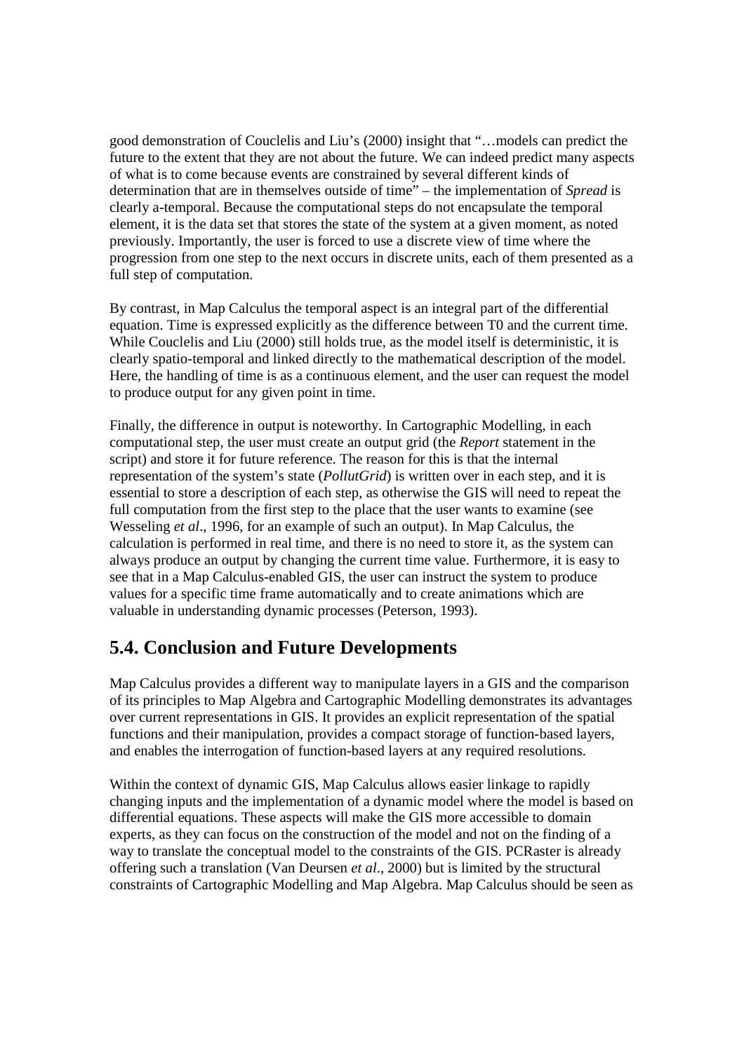good demonstration of Couclelis and Liu's (2000) insight that "…models can predict the future to the extent that they are not about the future. We can indeed predict many aspects of what is to come because events are constrained by several different kinds of determination that are in themselves outside of time" – the implementation of *Spread* is clearly a-temporal. Because the computational steps do not encapsulate the temporal element, it is the data set that stores the state of the system at a given moment, as noted previously. Importantly, the user is forced to use a discrete view of time where the progression from one step to the next occurs in discrete units, each of them presented as a full step of computation.

By contrast, in Map Calculus the temporal aspect is an integral part of the differential equation. Time is expressed explicitly as the difference between T0 and the current time. While Couclelis and Liu (2000) still holds true, as the model itself is deterministic, it is clearly spatio-temporal and linked directly to the mathematical description of the model. Here, the handling of time is as a continuous element, and the user can request the model to produce output for any given point in time.

Finally, the difference in output is noteworthy. In Cartographic Modelling, in each computational step, the user must create an output grid (the *Report* statement in the script) and store it for future reference. The reason for this is that the internal representation of the system's state (*PollutGrid*) is written over in each step, and it is essential to store a description of each step, as otherwise the GIS will need to repeat the full computation from the first step to the place that the user wants to examine (see Wesseling *et al*., 1996, for an example of such an output). In Map Calculus, the calculation is performed in real time, and there is no need to store it, as the system can always produce an output by changing the current time value. Furthermore, it is easy to see that in a Map Calculus-enabled GIS, the user can instruct the system to produce values for a specific time frame automatically and to create animations which are valuable in understanding dynamic processes (Peterson, 1993).

## 5.4. Conclusion and Future Developments

Map Calculus provides a different way to manipulate layers in a GIS and the comparison of its principles to Map Algebra and Cartographic Modelling demonstrates its advantages over current representations in GIS. It provides an explicit representation of the spatial functions and their manipulation, provides a compact storage of function-based layers, and enables the interrogation of function-based layers at any required resolutions.

Within the context of dynamic GIS, Map Calculus allows easier linkage to rapidly changing inputs and the implementation of a dynamic model where the model is based on differential equations. These aspects will make the GIS more accessible to domain experts, as they can focus on the construction of the model and not on the finding of a way to translate the conceptual model to the constraints of the GIS. PCRaster is already offering such a translation (Van Deursen *et al*., 2000) but is limited by the structural constraints of Cartographic Modelling and Map Algebra. Map Calculus should be seen as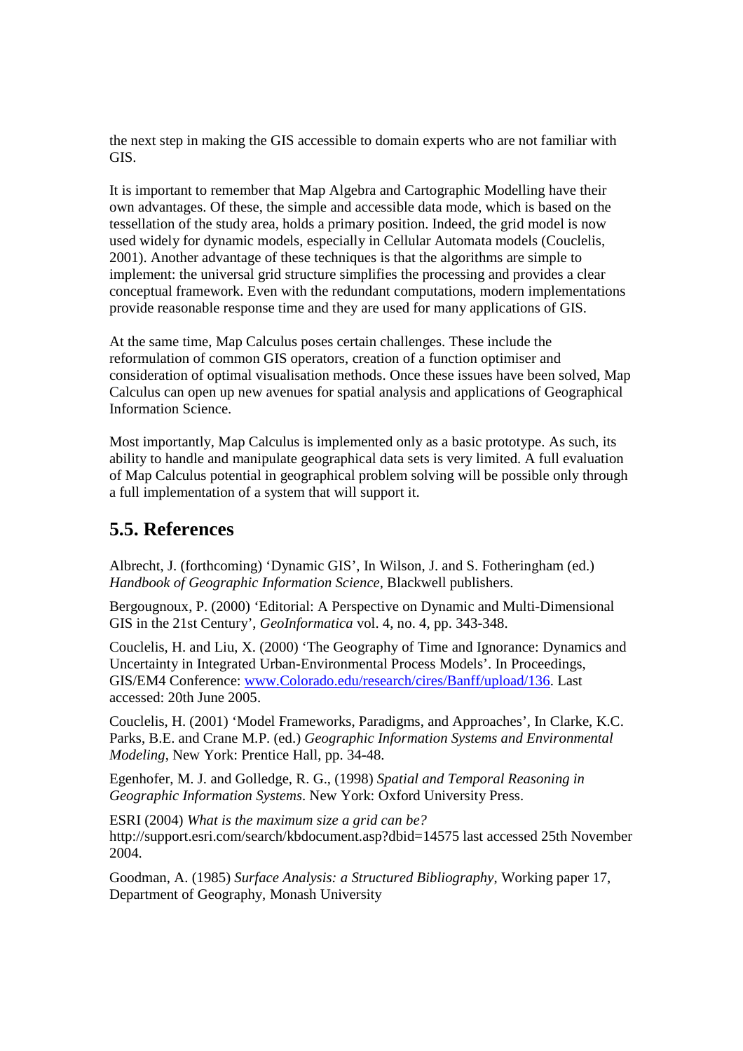the next step in making the GIS accessible to domain experts who are not familiar with GIS.

It is important to remember that Map Algebra and Cartographic Modelling have their own advantages. Of these, the simple and accessible data mode, which is based on the tessellation of the study area, holds a primary position. Indeed, the grid model is now used widely for dynamic models, especially in Cellular Automata models (Couclelis, 2001). Another advantage of these techniques is that the algorithms are simple to implement: the universal grid structure simplifies the processing and provides a clear conceptual framework. Even with the redundant computations, modern implementations provide reasonable response time and they are used for many applications of GIS.

At the same time, Map Calculus poses certain challenges. These include the reformulation of common GIS operators, creation of a function optimiser and consideration of optimal visualisation methods. Once these issues have been solved, Map Calculus can open up new avenues for spatial analysis and applications of Geographical Information Science.

Most importantly, Map Calculus is implemented only as a basic prototype. As such, its ability to handle and manipulate geographical data sets is very limited. A full evaluation of Map Calculus potential in geographical problem solving will be possible only through a full implementation of a system that will support it.

## 5.5. References

Albrecht, J. (forthcoming) 'Dynamic GIS', In Wilson, J. and S. Fotheringham (ed.) *Handbook of Geographic Information Science*, Blackwell publishers.

Bergougnoux, P. (2000) 'Editorial: A Perspective on Dynamic and Multi-Dimensional GIS in the 21st Century', *GeoInformatica* vol. 4, no. 4, pp. 343-348.

Couclelis, H. and Liu, X. (2000) 'The Geography of Time and Ignorance: Dynamics and Uncertainty in Integrated Urban-Environmental Process Models'. In Proceedings, GIS/EM4 Conference: www.Colorado.edu/research/cires/Banff/upload/136. Last accessed: 20th June 2005.

Couclelis, H. (2001) 'Model Frameworks, Paradigms, and Approaches', In Clarke, K.C. Parks, B.E. and Crane M.P. (ed.) *Geographic Information Systems and Environmental Modeling*, New York: Prentice Hall, pp. 34-48.

Egenhofer, M. J. and Golledge, R. G., (1998) *Spatial and Temporal Reasoning in Geographic Information Systems*. New York: Oxford University Press.

ESRI (2004) *What is the maximum size a grid can be?* http://support.esri.com/search/kbdocument.asp?dbid=14575 last accessed 25th November 2004.

Goodman, A. (1985) *Surface Analysis: a Structured Bibliography*, Working paper 17, Department of Geography, Monash University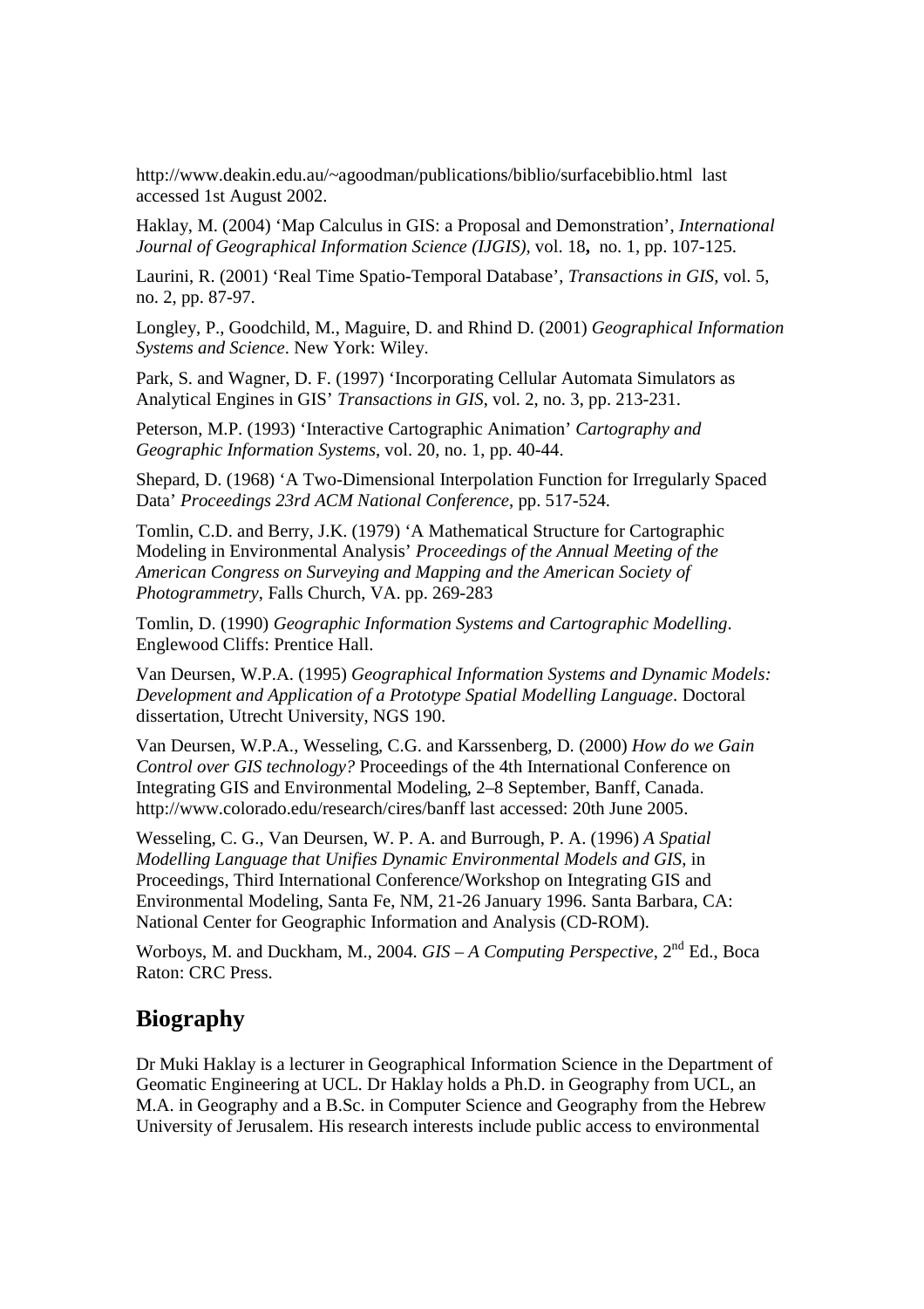http://www.deakin.edu.au/~agoodman/publications/biblio/surfacebiblio.html last accessed 1st August 2002.

Haklay, M. (2004) 'Map Calculus in GIS: a Proposal and Demonstration', *International Journal of Geographical Information Science (IJGIS)*, vol. 18**,** no. 1, pp. 107-125.

Laurini, R. (2001) 'Real Time Spatio-Temporal Database', *Transactions in GIS*, vol. 5, no. 2, pp. 87-97.

Longley, P., Goodchild, M., Maguire, D. and Rhind D. (2001) *Geographical Information Systems and Science*. New York: Wiley.

Park, S. and Wagner, D. F. (1997) 'Incorporating Cellular Automata Simulators as Analytical Engines in GIS' *Transactions in GIS*, vol. 2, no. 3, pp. 213-231.

Peterson, M.P. (1993) 'Interactive Cartographic Animation' *Cartography and Geographic Information Systems*, vol. 20, no. 1, pp. 40-44.

Shepard, D. (1968) 'A Two-Dimensional Interpolation Function for Irregularly Spaced Data' *Proceedings 23rd ACM National Conference*, pp. 517-524.

Tomlin, C.D. and Berry, J.K. (1979) 'A Mathematical Structure for Cartographic Modeling in Environmental Analysis' *Proceedings of the Annual Meeting of the American Congress on Surveying and Mapping and the American Society of Photogrammetry*, Falls Church, VA. pp. 269-283

Tomlin, D. (1990) *Geographic Information Systems and Cartographic Modelling*. Englewood Cliffs: Prentice Hall.

Van Deursen, W.P.A. (1995) *Geographical Information Systems and Dynamic Models: Development and Application of a Prototype Spatial Modelling Language*. Doctoral dissertation, Utrecht University, NGS 190.

Van Deursen, W.P.A., Wesseling, C.G. and Karssenberg, D. (2000) *How do we Gain Control over GIS technology?* Proceedings of the 4th International Conference on Integrating GIS and Environmental Modeling, 2–8 September, Banff, Canada. http://www.colorado.edu/research/cires/banff last accessed: 20th June 2005.

Wesseling, C. G., Van Deursen, W. P. A. and Burrough, P. A. (1996) *A Spatial Modelling Language that Unifies Dynamic Environmental Models and GIS*, in Proceedings, Third International Conference/Workshop on Integrating GIS and Environmental Modeling, Santa Fe, NM, 21-26 January 1996. Santa Barbara, CA: National Center for Geographic Information and Analysis (CD-ROM).

Worboys, M. and Duckham, M., 2004. *GIS – A Computing Perspective*, 2nd Ed., Boca Raton: CRC Press.

## Biography

Dr Muki Haklay is a lecturer in Geographical Information Science in the Department of Geomatic Engineering at UCL. Dr Haklay holds a Ph.D. in Geography from UCL, an M.A. in Geography and a B.Sc. in Computer Science and Geography from the Hebrew University of Jerusalem. His research interests include public access to environmental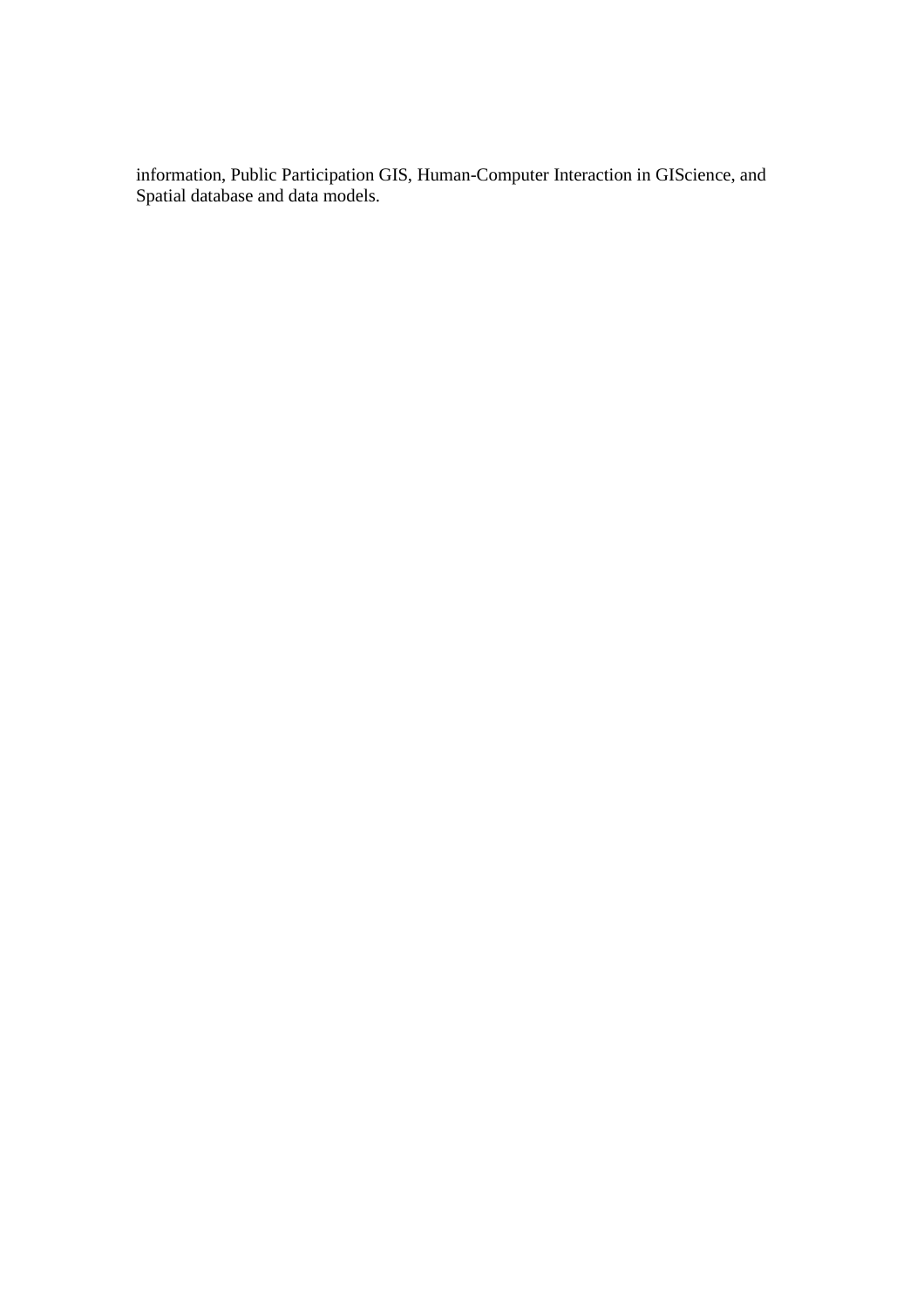information, Public Participation GIS, Human-Computer Interaction in GIScience, and Spatial database and data models.